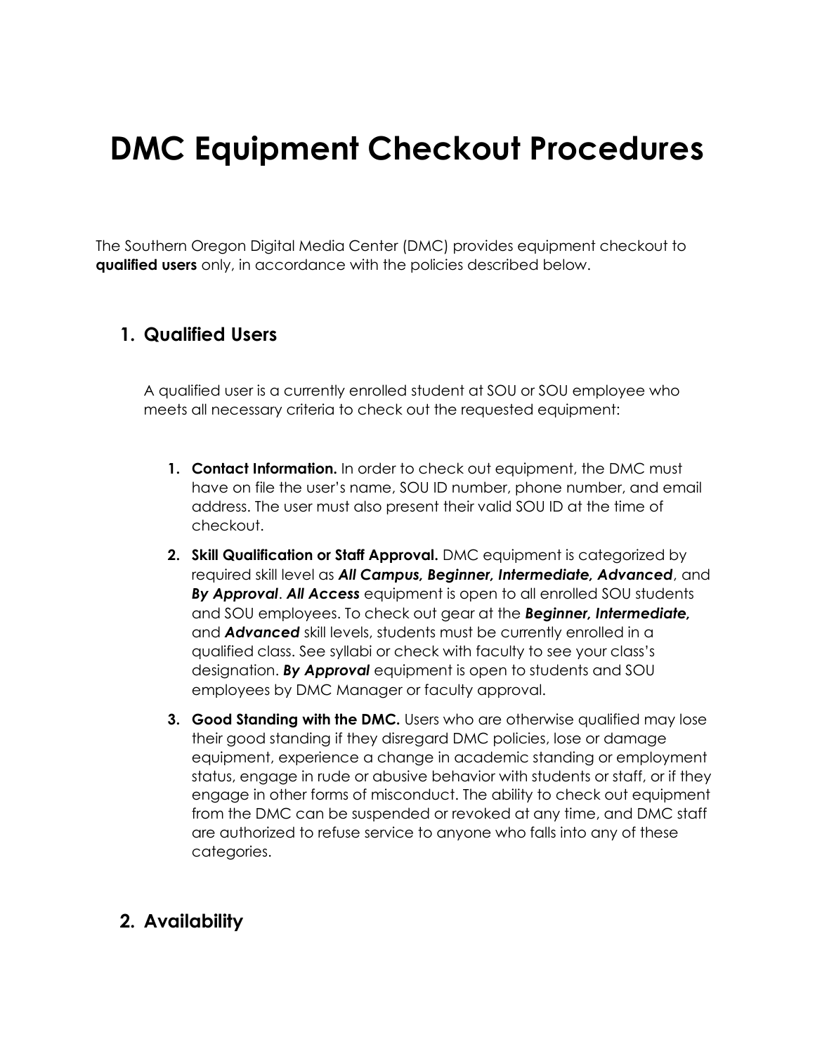# DMC Equipment Checkout Procedures

The Southern Oregon Digital Media Center (DMC) provides equipment checkout to **qualified users** only, in accordance with the policies described below.

## 1. Qualified Users

A qualified user is a currently enrolled student at SOU or SOU employee who meets all necessary criteria to check out the requested equipment:

1. **Contact Information.** In order to check out equipment, the DMC must have on file the user's name, SOU ID number, phone number, and email address. The user must also present their valid SOU ID at the time of checkout.
2. **Skill Qualification or Staff Approval.** DMC equipment is categorized by required skill level as ***All Campus, Beginner, Intermediate, Advanced***, and ***By Approval***. ***All Access*** equipment is open to all enrolled SOU students and SOU employees. To check out gear at the ***Beginner, Intermediate,*** and ***Advanced*** skill levels, students must be currently enrolled in a qualified class. See syllabi or check with faculty to see your class's designation. ***By Approval*** equipment is open to students and SOU employees by DMC Manager or faculty approval.
3. **Good Standing with the DMC.** Users who are otherwise qualified may lose their good standing if they disregard DMC policies, lose or damage equipment, experience a change in academic standing or employment status, engage in rude or abusive behavior with students or staff, or if they engage in other forms of misconduct. The ability to check out equipment from the DMC can be suspended or revoked at any time, and DMC staff are authorized to refuse service to anyone who falls into any of these categories.

## 2. Availability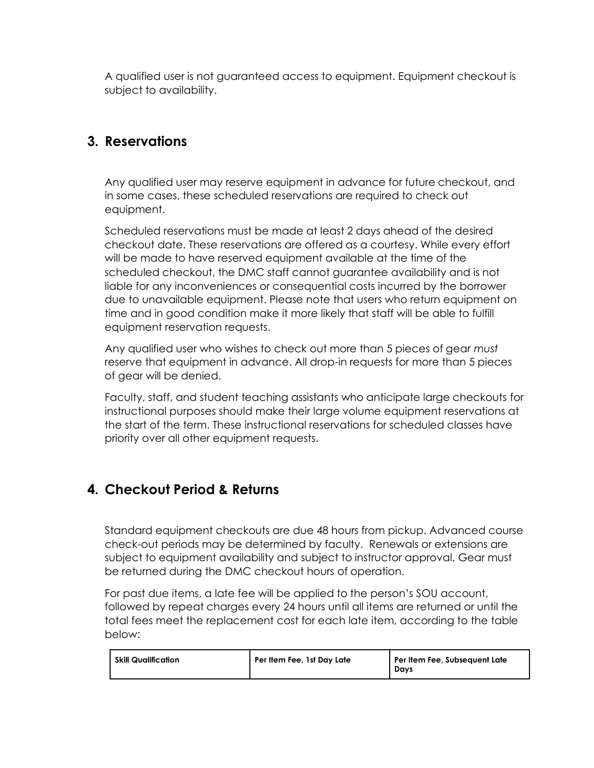A qualified user is not guaranteed access to equipment. Equipment checkout is subject to availability.

## 3. Reservations

Any qualified user may reserve equipment in advance for future checkout, and in some cases, these scheduled reservations are required to check out equipment.

Scheduled reservations must be made at least 2 days ahead of the desired checkout date. These reservations are offered as a courtesy. While every effort will be made to have reserved equipment available at the time of the scheduled checkout, the DMC staff cannot guarantee availability and is not liable for any inconveniences or consequential costs incurred by the borrower due to unavailable equipment. Please note that users who return equipment on time and in good condition make it more likely that staff will be able to fulfill equipment reservation requests.

Any qualified user who wishes to check out more than 5 pieces of gear *must* reserve that equipment in advance. All drop-in requests for more than 5 pieces of gear will be denied.

Faculty, staff, and student teaching assistants who anticipate large checkouts for instructional purposes should make their large volume equipment reservations at the start of the term. These instructional reservations for scheduled classes have priority over all other equipment requests.

## 4. Checkout Period & Returns

Standard equipment checkouts are due 48 hours from pickup. Advanced course check-out periods may be determined by faculty. Renewals or extensions are subject to equipment availability and subject to instructor approval. Gear must be returned during the DMC checkout hours of operation.

For past due items, a late fee will be applied to the person's SOU account, followed by repeat charges every 24 hours until all items are returned or until the total fees meet the replacement cost for each late item, according to the table below:

| Skill Qualification | Per Item Fee, 1st Day Late | Per Item Fee, Subsequent Late Days |
| --- | --- | --- |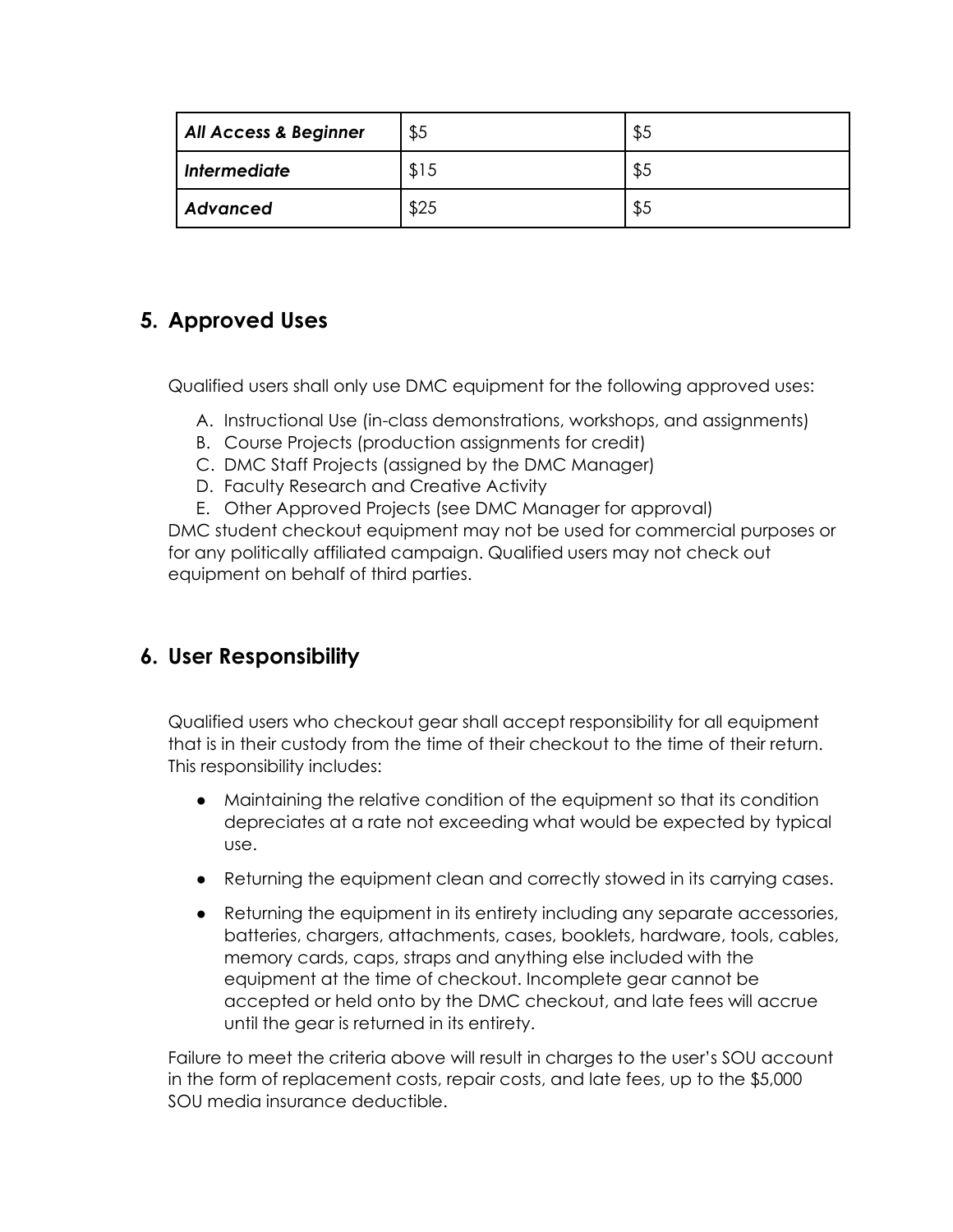| | | |
|---|---|---|
| ***All Access & Beginner*** | $5 | $5 |
| ***Intermediate*** | $15 | $5 |
| ***Advanced*** | $25 | $5 |

## 5. Approved Uses

Qualified users shall only use DMC equipment for the following approved uses:

A. Instructional Use (in-class demonstrations, workshops, and assignments)
B. Course Projects (production assignments for credit)
C. DMC Staff Projects (assigned by the DMC Manager)
D. Faculty Research and Creative Activity
E. Other Approved Projects (see DMC Manager for approval)

DMC student checkout equipment may not be used for commercial purposes or for any politically affiliated campaign. Qualified users may not check out equipment on behalf of third parties.

## 6. User Responsibility

Qualified users who checkout gear shall accept responsibility for all equipment that is in their custody from the time of their checkout to the time of their return. This responsibility includes:

- Maintaining the relative condition of the equipment so that its condition depreciates at a rate not exceeding what would be expected by typical use.
- Returning the equipment clean and correctly stowed in its carrying cases.
- Returning the equipment in its entirety including any separate accessories, batteries, chargers, attachments, cases, booklets, hardware, tools, cables, memory cards, caps, straps and anything else included with the equipment at the time of checkout. Incomplete gear cannot be accepted or held onto by the DMC checkout, and late fees will accrue until the gear is returned in its entirety.

Failure to meet the criteria above will result in charges to the user's SOU account in the form of replacement costs, repair costs, and late fees, up to the $5,000 SOU media insurance deductible.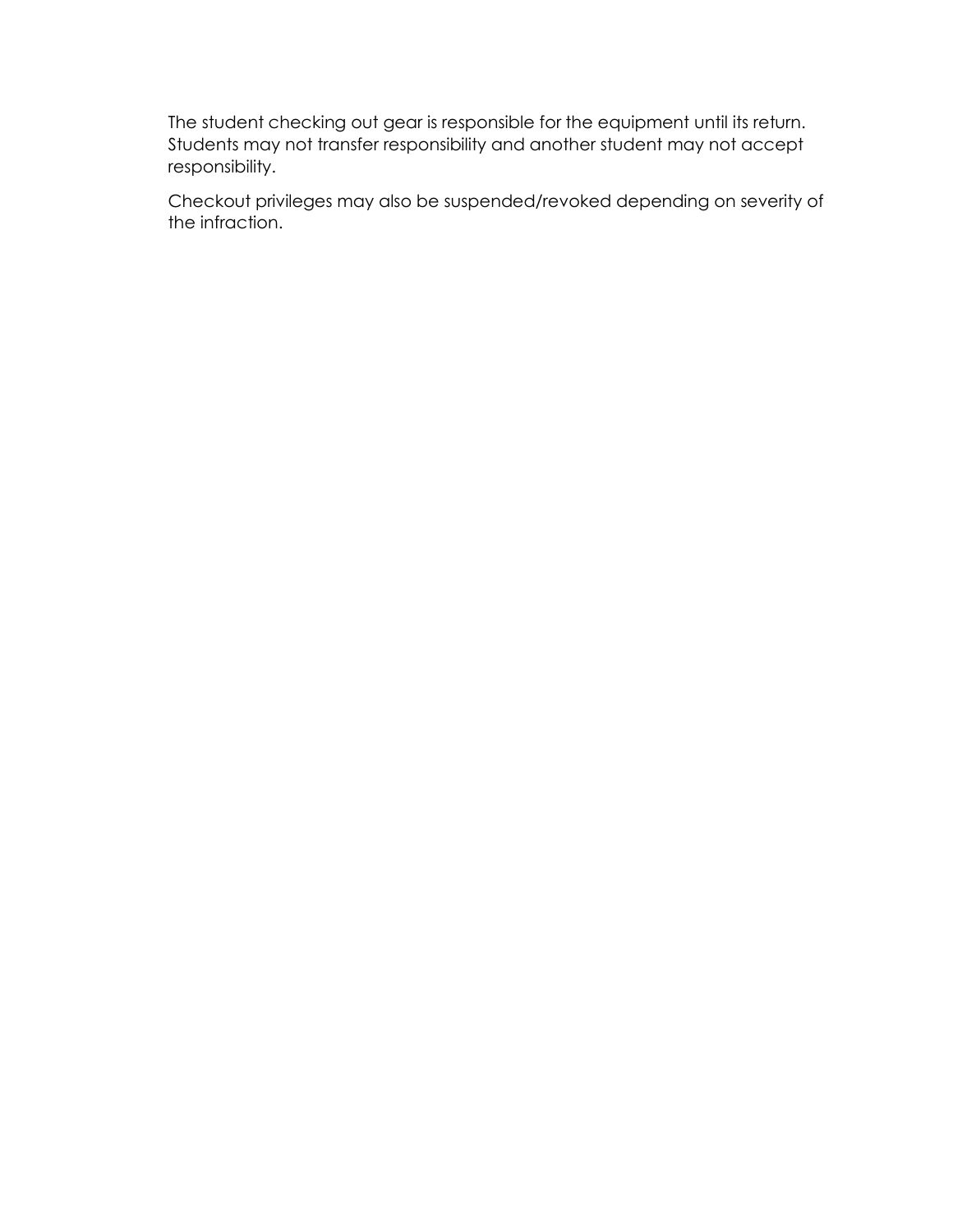The student checking out gear is responsible for the equipment until its return. Students may not transfer responsibility and another student may not accept responsibility.

Checkout privileges may also be suspended/revoked depending on severity of the infraction.